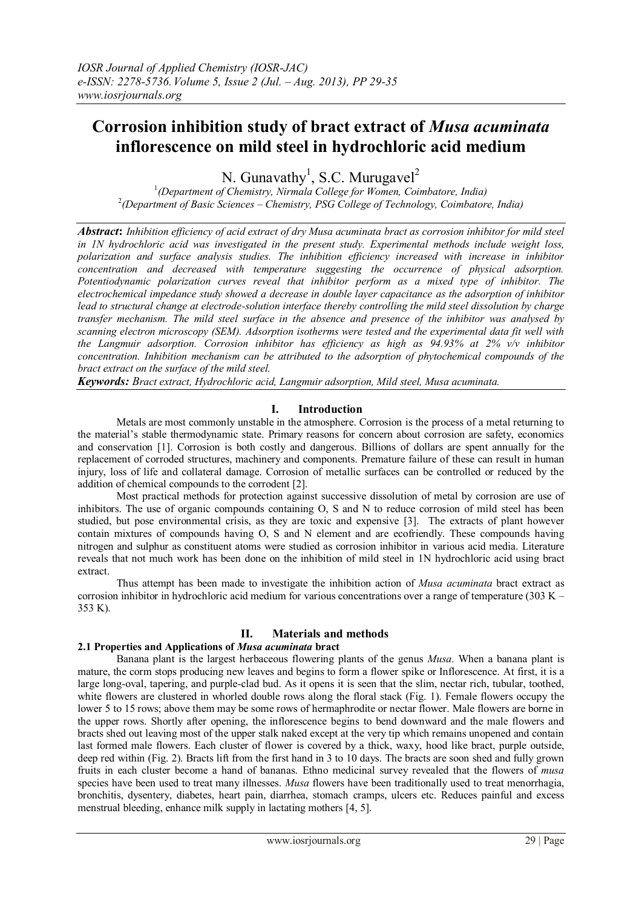# Corrosion inhibition study of bract extract of *Musa acuminata* inflorescence on mild steel in hydrochloric acid medium

N. Gunavathy[1], S.C. Murugavel[2]

[1]*(Department of Chemistry, Nirmala College for Women, Coimbatore, India)*
[2]*(Department of Basic Sciences – Chemistry, PSG College of Technology, Coimbatore, India)*

***Abstract*: *Inhibition efficiency of acid extract of dry Musa acuminata bract as corrosion inhibitor for mild steel in 1N hydrochloric acid was investigated in the present study. Experimental methods include weight loss, polarization and surface analysis studies. The inhibition efficiency increased with increase in inhibitor concentration and decreased with temperature suggesting the occurrence of physical adsorption. Potentiodynamic polarization curves reveal that inhibitor perform as a mixed type of inhibitor. The electrochemical impedance study showed a decrease in double layer capacitance as the adsorption of inhibitor lead to structural change at electrode-solution interface thereby controlling the mild steel dissolution by charge transfer mechanism. The mild steel surface in the absence and presence of the inhibitor was analysed by scanning electron microscopy (SEM). Adsorption isotherms were tested and the experimental data fit well with the Langmuir adsorption. Corrosion inhibitor has efficiency as high as 94.93% at 2% v/v inhibitor concentration. Inhibition mechanism can be attributed to the adsorption of phytochemical compounds of the bract extract on the surface of the mild steel.***

***Keywords:*** *Bract extract, Hydrochloric acid, Langmuir adsorption, Mild steel, Musa acuminata.*

## I. Introduction

Metals are most commonly unstable in the atmosphere. Corrosion is the process of a metal returning to the material's stable thermodynamic state. Primary reasons for concern about corrosion are safety, economics and conservation [1]. Corrosion is both costly and dangerous. Billions of dollars are spent annually for the replacement of corroded structures, machinery and components. Premature failure of these can result in human injury, loss of life and collateral damage. Corrosion of metallic surfaces can be controlled or reduced by the addition of chemical compounds to the corrodent [2].

Most practical methods for protection against successive dissolution of metal by corrosion are use of inhibitors. The use of organic compounds containing O, S and N to reduce corrosion of mild steel has been studied, but pose environmental crisis, as they are toxic and expensive [3]. The extracts of plant however contain mixtures of compounds having O, S and N element and are ecofriendly. These compounds having nitrogen and sulphur as constituent atoms were studied as corrosion inhibitor in various acid media. Literature reveals that not much work has been done on the inhibition of mild steel in 1N hydrochloric acid using bract extract.

Thus attempt has been made to investigate the inhibition action of *Musa acuminata* bract extract as corrosion inhibitor in hydrochloric acid medium for various concentrations over a range of temperature (303 K – 353 K).

## II. Materials and methods

### 2.1 Properties and Applications of *Musa acuminata* bract

Banana plant is the largest herbaceous flowering plants of the genus *Musa*. When a banana plant is mature, the corm stops producing new leaves and begins to form a flower spike or Inflorescence. At first, it is a large long-oval, tapering, and purple-clad bud. As it opens it is seen that the slim, nectar rich, tubular, toothed, white flowers are clustered in whorled double rows along the floral stack (Fig. 1). Female flowers occupy the lower 5 to 15 rows; above them may be some rows of hermaphrodite or nectar flower. Male flowers are borne in the upper rows. Shortly after opening, the inflorescence begins to bend downward and the male flowers and bracts shed out leaving most of the upper stalk naked except at the very tip which remains unopened and contain last formed male flowers. Each cluster of flower is covered by a thick, waxy, hood like bract, purple outside, deep red within (Fig. 2). Bracts lift from the first hand in 3 to 10 days. The bracts are soon shed and fully grown fruits in each cluster become a hand of bananas. Ethno medicinal survey revealed that the flowers of *musa* species have been used to treat many illnesses. *Musa* flowers have been traditionally used to treat menorrhagia, bronchitis, dysentery, diabetes, heart pain, diarrhea, stomach cramps, ulcers etc. Reduces painful and excess menstrual bleeding, enhance milk supply in lactating mothers [4, 5].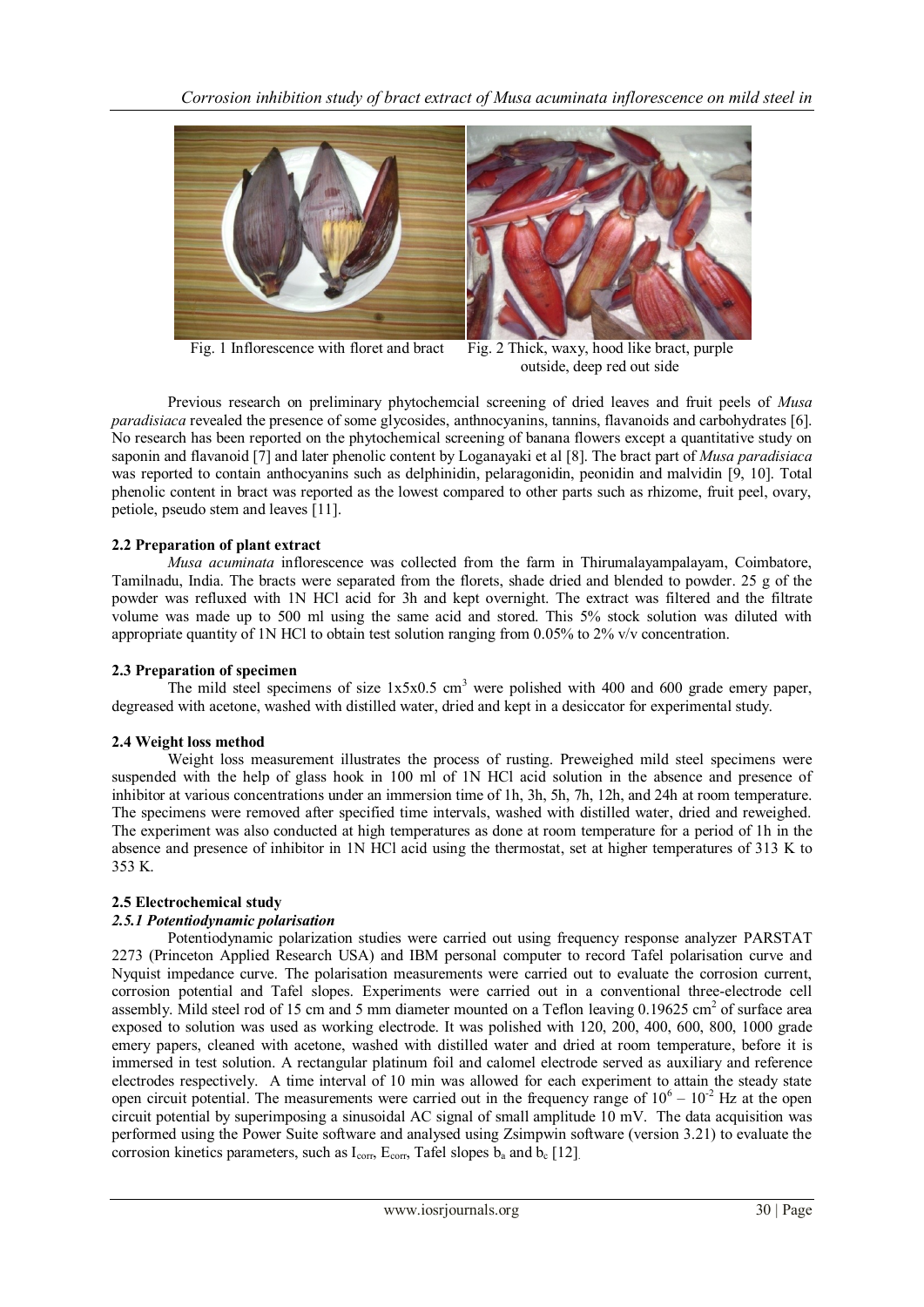Fig. 1 Inflorescence with floret and bract Fig. 2 Thick, waxy, hood like bract, purple outside, deep red out side

Previous research on preliminary phytochemcial screening of dried leaves and fruit peels of *Musa paradisiaca* revealed the presence of some glycosides, anthnocyanins, tannins, flavanoids and carbohydrates [6]. No research has been reported on the phytochemical screening of banana flowers except a quantitative study on saponin and flavanoid [7] and later phenolic content by Loganayaki et al [8]. The bract part of *Musa paradisiaca* was reported to contain anthocyanins such as delphinidin, pelaragonidin, peonidin and malvidin [9, 10]. Total phenolic content in bract was reported as the lowest compared to other parts such as rhizome, fruit peel, ovary, petiole, pseudo stem and leaves [11].

### 2.2 Preparation of plant extract

*Musa acuminata* inflorescence was collected from the farm in Thirumalayampalayam, Coimbatore, Tamilnadu, India. The bracts were separated from the florets, shade dried and blended to powder. 25 g of the powder was refluxed with 1N HCl acid for 3h and kept overnight. The extract was filtered and the filtrate volume was made up to 500 ml using the same acid and stored. This 5% stock solution was diluted with appropriate quantity of 1N HCl to obtain test solution ranging from 0.05% to 2% v/v concentration.

### 2.3 Preparation of specimen

The mild steel specimens of size 1x5x0.5 $cm^3$ were polished with 400 and 600 grade emery paper, degreased with acetone, washed with distilled water, dried and kept in a desiccator for experimental study.

### 2.4 Weight loss method

Weight loss measurement illustrates the process of rusting. Preweighed mild steel specimens were suspended with the help of glass hook in 100 ml of 1N HCl acid solution in the absence and presence of inhibitor at various concentrations under an immersion time of 1h, 3h, 5h, 7h, 12h, and 24h at room temperature. The specimens were removed after specified time intervals, washed with distilled water, dried and reweighed. The experiment was also conducted at high temperatures as done at room temperature for a period of 1h in the absence and presence of inhibitor in 1N HCl acid using the thermostat, set at higher temperatures of 313 K to 353 K.

### 2.5 Electrochemical study

#### *2.5.1 Potentiodynamic polarisation*

Potentiodynamic polarization studies were carried out using frequency response analyzer PARSTAT 2273 (Princeton Applied Research USA) and IBM personal computer to record Tafel polarisation curve and Nyquist impedance curve. The polarisation measurements were carried out to evaluate the corrosion current, corrosion potential and Tafel slopes. Experiments were carried out in a conventional three-electrode cell assembly. Mild steel rod of 15 cm and 5 mm diameter mounted on a Teflon leaving 0.19625 $cm^2$ of surface area exposed to solution was used as working electrode. It was polished with 120, 200, 400, 600, 800, 1000 grade emery papers, cleaned with acetone, washed with distilled water and dried at room temperature, before it is immersed in test solution. A rectangular platinum foil and calomel electrode served as auxiliary and reference electrodes respectively. A time interval of 10 min was allowed for each experiment to attain the steady state open circuit potential. The measurements were carried out in the frequency range of $10^6 – 10^{-2}$ Hz at the open circuit potential by superimposing a sinusoidal AC signal of small amplitude 10 mV. The data acquisition was performed using the Power Suite software and analysed using Zsimpwin software (version 3.21) to evaluate the corrosion kinetics parameters, such as $I_{corr}$, $E_{corr}$, Tafel slopes $b_a$ and $b_c$ [12].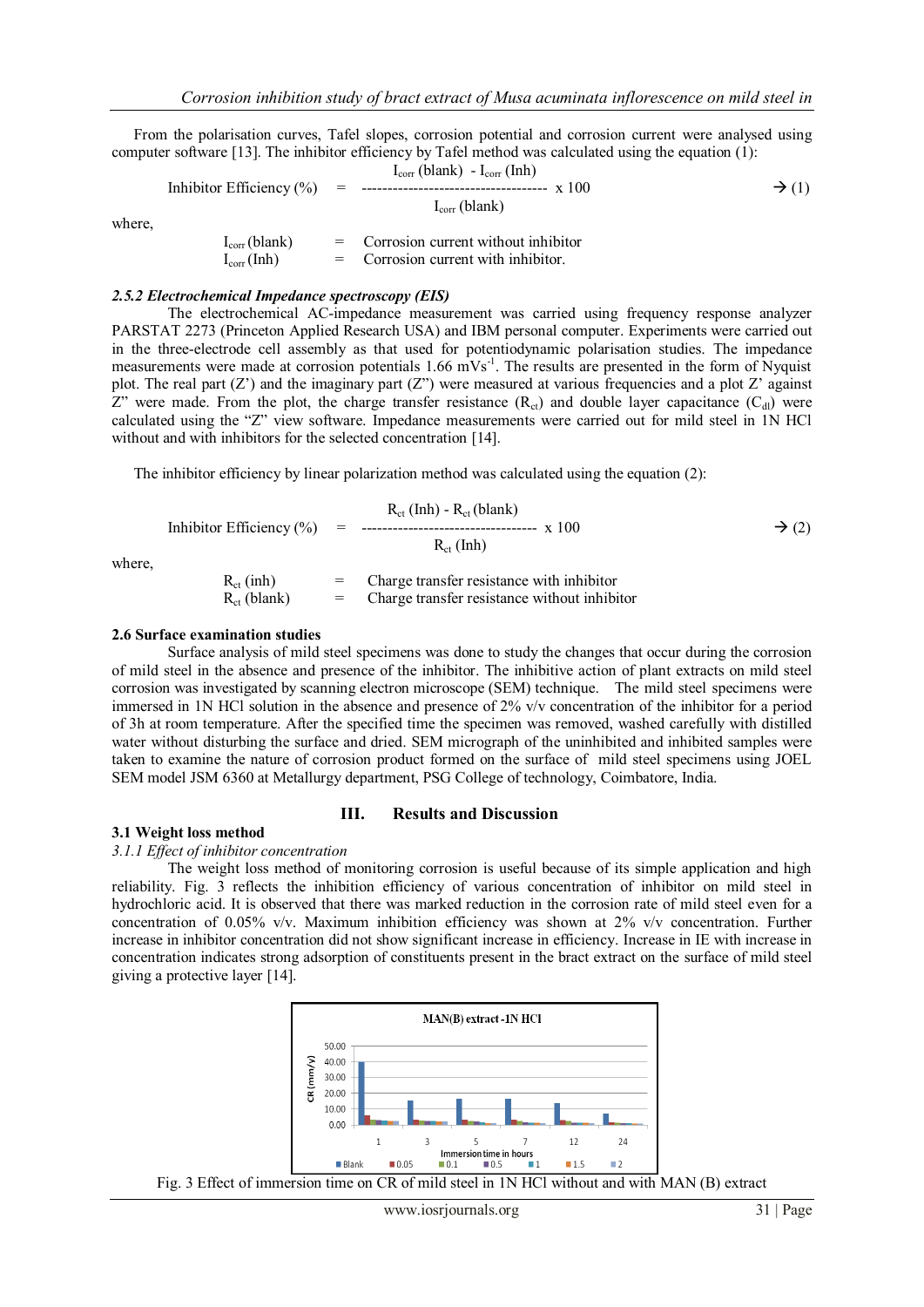From the polarisation curves, Tafel slopes, corrosion potential and corrosion current were analysed using computer software [13]. The inhibitor efficiency by Tafel method was calculated using the equation (1):

$$\text{Inhibitor Efficiency (\%)} = \frac{I_{corr}\text{(blank)} - I_{corr}\text{(Inh)}}{I_{corr}\text{(blank)}} \times 100 \quad \rightarrow (1)$$

where,

$I_{corr}$ (blank) = Corrosion current without inhibitor
$I_{corr}$ (Inh) = Corrosion current with inhibitor.

### *2.5.2 Electrochemical Impedance spectroscopy (EIS)*

The electrochemical AC-impedance measurement was carried using frequency response analyzer PARSTAT 2273 (Princeton Applied Research USA) and IBM personal computer. Experiments were carried out in the three-electrode cell assembly as that used for potentiodynamic polarisation studies. The impedance measurements were made at corrosion potentials 1.66 $mVs^{-1}$. The results are presented in the form of Nyquist plot. The real part (Z') and the imaginary part (Z") were measured at various frequencies and a plot Z' against Z" were made. From the plot, the charge transfer resistance ($R_{ct}$) and double layer capacitance ($C_{dl}$) were calculated using the "Z" view software. Impedance measurements were carried out for mild steel in 1N HCl without and with inhibitors for the selected concentration [14].

The inhibitor efficiency by linear polarization method was calculated using the equation (2):

$$\text{Inhibitor Efficiency (\%)} = \frac{R_{ct}\text{(Inh)} - R_{ct}\text{(blank)}}{R_{ct}\text{(Inh)}} \times 100 \quad \rightarrow (2)$$

where,

$R_{ct}$ (inh) = Charge transfer resistance with inhibitor
$R_{ct}$ (blank) = Charge transfer resistance without inhibitor

### 2.6 Surface examination studies

Surface analysis of mild steel specimens was done to study the changes that occur during the corrosion of mild steel in the absence and presence of the inhibitor. The inhibitive action of plant extracts on mild steel corrosion was investigated by scanning electron microscope (SEM) technique. The mild steel specimens were immersed in 1N HCl solution in the absence and presence of 2% v/v concentration of the inhibitor for a period of 3h at room temperature. After the specified time the specimen was removed, washed carefully with distilled water without disturbing the surface and dried. SEM micrograph of the uninhibited and inhibited samples were taken to examine the nature of corrosion product formed on the surface of mild steel specimens using JOEL SEM model JSM 6360 at Metallurgy department, PSG College of technology, Coimbatore, India.

## III. Results and Discussion

### 3.1 Weight loss method

*3.1.1 Effect of inhibitor concentration*

The weight loss method of monitoring corrosion is useful because of its simple application and high reliability. Fig. 3 reflects the inhibition efficiency of various concentration of inhibitor on mild steel in hydrochloric acid. It is observed that there was marked reduction in the corrosion rate of mild steel even for a concentration of 0.05% v/v. Maximum inhibition efficiency was shown at 2% v/v concentration. Further increase in inhibitor concentration did not show significant increase in efficiency. Increase in IE with increase in concentration indicates strong adsorption of constituents present in the bract extract on the surface of mild steel giving a protective layer [14].

Fig. 3 Effect of immersion time on CR of mild steel in 1N HCl without and with MAN (B) extract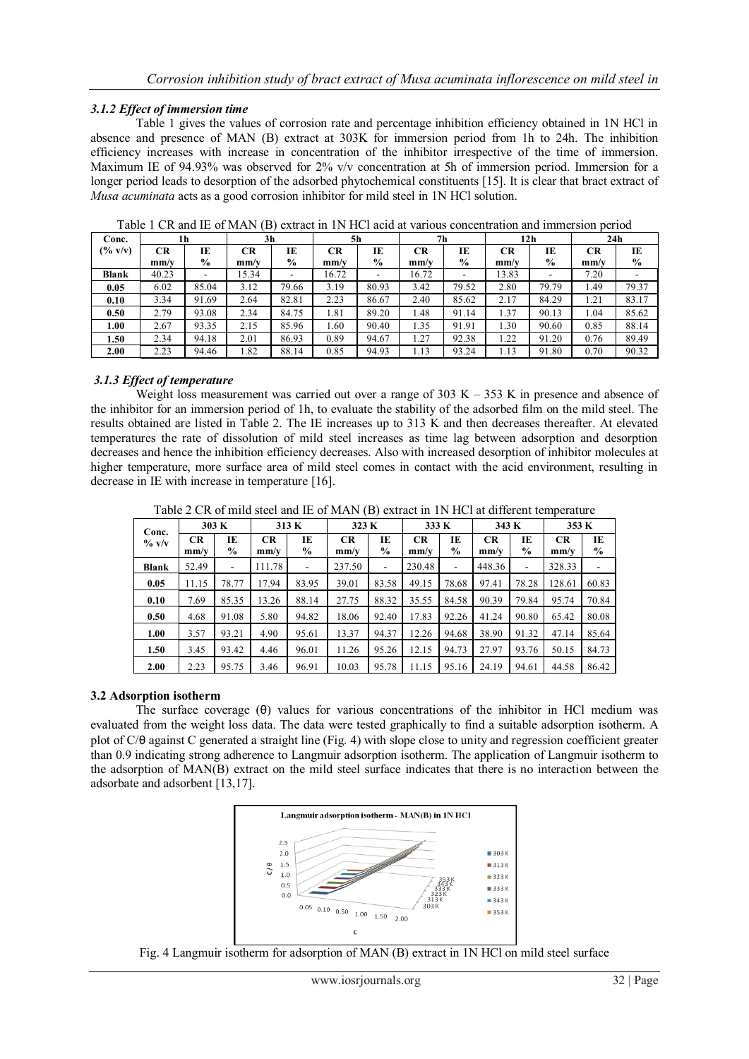### *3.1.2 Effect of immersion time*

Table 1 gives the values of corrosion rate and percentage inhibition efficiency obtained in 1N HCl in absence and presence of MAN (B) extract at 303K for immersion period from 1h to 24h. The inhibition efficiency increases with increase in concentration of the inhibitor irrespective of the time of immersion. Maximum IE of 94.93% was observed for 2% v/v concentration at 5h of immersion period. Immersion for a longer period leads to desorption of the adsorbed phytochemical constituents [15]. It is clear that bract extract of *Musa acuminata* acts as a good corrosion inhibitor for mild steel in 1N HCl solution.

Table 1 CR and IE of MAN (B) extract in 1N HCl acid at various concentration and immersion period

| Conc. (% v/v) | 1h | | 3h | | 5h | | 7h | | 12h | | 24h | |
|---|---|---|---|---|---|---|---|---|---|---|---|---|
| | CR mm/y | IE % | CR mm/y | IE % | CR mm/y | IE % | CR mm/y | IE % | CR mm/y | IE % | CR mm/y | IE % |
| **Blank** | 40.23 | - | 15.34 | - | 16.72 | - | 16.72 | - | 13.83 | - | 7.20 | - |
| **0.05** | 6.02 | 85.04 | 3.12 | 79.66 | 3.19 | 80.93 | 3.42 | 79.52 | 2.80 | 79.79 | 1.49 | 79.37 |
| **0.10** | 3.34 | 91.69 | 2.64 | 82.81 | 2.23 | 86.67 | 2.40 | 85.62 | 2.17 | 84.29 | 1.21 | 83.17 |
| **0.50** | 2.79 | 93.08 | 2.34 | 84.75 | 1.81 | 89.20 | 1.48 | 91.14 | 1.37 | 90.13 | 1.04 | 85.62 |
| **1.00** | 2.67 | 93.35 | 2.15 | 85.96 | 1.60 | 90.40 | 1.35 | 91.91 | 1.30 | 90.60 | 0.85 | 88.14 |
| **1.50** | 2.34 | 94.18 | 2.01 | 86.93 | 0.89 | 94.67 | 1.27 | 92.38 | 1.22 | 91.20 | 0.76 | 89.49 |
| **2.00** | 2.23 | 94.46 | 1.82 | 88.14 | 0.85 | 94.93 | 1.13 | 93.24 | 1.13 | 91.80 | 0.70 | 90.32 |

### *3.1.3 Effect of temperature*

Weight loss measurement was carried out over a range of 303 K – 353 K in presence and absence of the inhibitor for an immersion period of 1h, to evaluate the stability of the adsorbed film on the mild steel. The results obtained are listed in Table 2. The IE increases up to 313 K and then decreases thereafter. At elevated temperatures the rate of dissolution of mild steel increases as time lag between adsorption and desorption decreases and hence the inhibition efficiency decreases. Also with increased desorption of inhibitor molecules at higher temperature, more surface area of mild steel comes in contact with the acid environment, resulting in decrease in IE with increase in temperature [16].

Table 2 CR of mild steel and IE of MAN (B) extract in 1N HCl at different temperature

| Conc. % v/v | 303 K | | 313 K | | 323 K | | 333 K | | 343 K | | 353 K | |
|---|---|---|---|---|---|---|---|---|---|---|---|---|
| | CR mm/y | IE % | CR mm/y | IE % | CR mm/y | IE % | CR mm/y | IE % | CR mm/y | IE % | CR mm/y | IE % |
| **Blank** | 52.49 | - | 111.78 | - | 237.50 | - | 230.48 | - | 448.36 | - | 328.33 | - |
| **0.05** | 11.15 | 78.77 | 17.94 | 83.95 | 39.01 | 83.58 | 49.15 | 78.68 | 97.41 | 78.28 | 128.61 | 60.83 |
| **0.10** | 7.69 | 85.35 | 13.26 | 88.14 | 27.75 | 88.32 | 35.55 | 84.58 | 90.39 | 79.84 | 95.74 | 70.84 |
| **0.50** | 4.68 | 91.08 | 5.80 | 94.82 | 18.06 | 92.40 | 17.83 | 92.26 | 41.24 | 90.80 | 65.42 | 80.08 |
| **1.00** | 3.57 | 93.21 | 4.90 | 95.61 | 13.37 | 94.37 | 12.26 | 94.68 | 38.90 | 91.32 | 47.14 | 85.64 |
| **1.50** | 3.45 | 93.42 | 4.46 | 96.01 | 11.26 | 95.26 | 12.15 | 94.73 | 27.97 | 93.76 | 50.15 | 84.73 |
| **2.00** | 2.23 | 95.75 | 3.46 | 96.91 | 10.03 | 95.78 | 11.15 | 95.16 | 24.19 | 94.61 | 44.58 | 86.42 |

## 3.2 Adsorption isotherm

The surface coverage (θ) values for various concentrations of the inhibitor in HCl medium was evaluated from the weight loss data. The data were tested graphically to find a suitable adsorption isotherm. A plot of C/θ against C generated a straight line (Fig. 4) with slope close to unity and regression coefficient greater than 0.9 indicating strong adherence to Langmuir adsorption isotherm. The application of Langmuir isotherm to the adsorption of MAN(B) extract on the mild steel surface indicates that there is no interaction between the adsorbate and adsorbent [13,17].

Fig. 4 Langmuir isotherm for adsorption of MAN (B) extract in 1N HCl on mild steel surface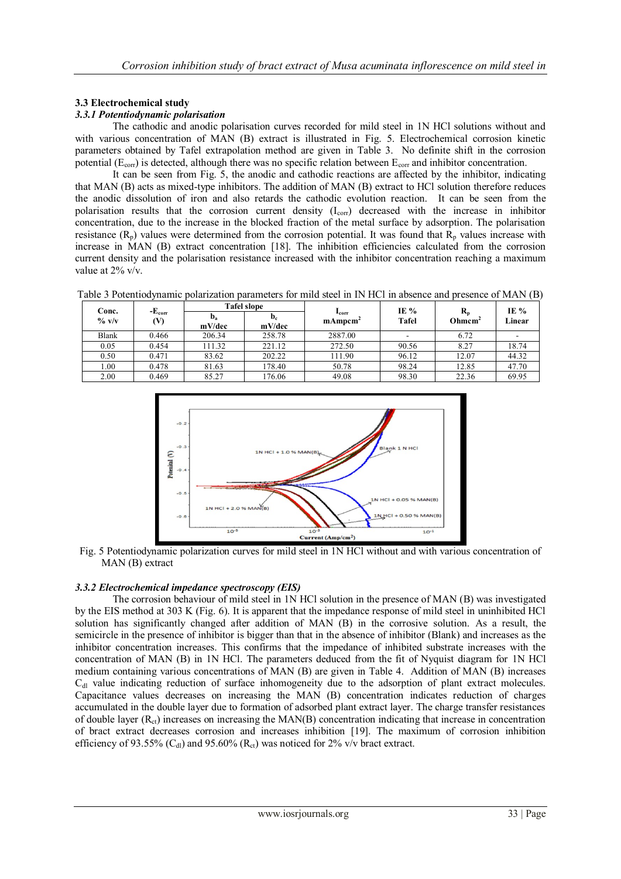### 3.3 Electrochemical study

#### *3.3.1 Potentiodynamic polarisation*

The cathodic and anodic polarisation curves recorded for mild steel in 1N HCl solutions without and with various concentration of MAN (B) extract is illustrated in Fig. 5. Electrochemical corrosion kinetic parameters obtained by Tafel extrapolation method are given in Table 3. No definite shift in the corrosion potential ($E_{corr}$) is detected, although there was no specific relation between $E_{corr}$ and inhibitor concentration.

It can be seen from Fig. 5, the anodic and cathodic reactions are affected by the inhibitor, indicating that MAN (B) acts as mixed-type inhibitors. The addition of MAN (B) extract to HCl solution therefore reduces the anodic dissolution of iron and also retards the cathodic evolution reaction. It can be seen from the polarisation results that the corrosion current density ($I_{corr}$) decreased with the increase in inhibitor concentration, due to the increase in the blocked fraction of the metal surface by adsorption. The polarisation resistance ($R_p$) values were determined from the corrosion potential. It was found that $R_p$ values increase with increase in MAN (B) extract concentration [18]. The inhibition efficiencies calculated from the corrosion current density and the polarisation resistance increased with the inhibitor concentration reaching a maximum value at 2% v/v.

Table 3 Potentiodynamic polarization parameters for mild steel in IN HCl in absence and presence of MAN (B)

| Conc. % v/v | $-E_{corr}$ (V) | Tafel slope | | $I_{corr}$ mAmpcm$^2$ | IE % Tafel | $R_p$ Ohmcm$^2$ | IE % Linear |
|---|---|---|---|---|---|---|---|
| | | $b_a$ mV/dec | $b_c$ mV/dec | | | | |
| Blank | 0.466 | 206.34 | 258.78 | 2887.00 | - | 6.72 | - |
| 0.05 | 0.454 | 111.32 | 221.12 | 272.50 | 90.56 | 8.27 | 18.74 |
| 0.50 | 0.471 | 83.62 | 202.22 | 111.90 | 96.12 | 12.07 | 44.32 |
| 1.00 | 0.478 | 81.63 | 178.40 | 50.78 | 98.24 | 12.85 | 47.70 |
| 2.00 | 0.469 | 85.27 | 176.06 | 49.08 | 98.30 | 22.36 | 69.95 |

Fig. 5 Potentiodynamic polarization curves for mild steel in 1N HCl without and with various concentration of MAN (B) extract

#### *3.3.2 Electrochemical impedance spectroscopy (EIS)*

The corrosion behaviour of mild steel in 1N HCl solution in the presence of MAN (B) was investigated by the EIS method at 303 K (Fig. 6). It is apparent that the impedance response of mild steel in uninhibited HCl solution has significantly changed after addition of MAN (B) in the corrosive solution. As a result, the semicircle in the presence of inhibitor is bigger than that in the absence of inhibitor (Blank) and increases as the inhibitor concentration increases. This confirms that the impedance of inhibited substrate increases with the concentration of MAN (B) in 1N HCl. The parameters deduced from the fit of Nyquist diagram for 1N HCl medium containing various concentrations of MAN (B) are given in Table 4. Addition of MAN (B) increases $C_{dl}$ value indicating reduction of surface inhomogeneity due to the adsorption of plant extract molecules. Capacitance values decreases on increasing the MAN (B) concentration indicates reduction of charges accumulated in the double layer due to formation of adsorbed plant extract layer. The charge transfer resistances of double layer ($R_{ct}$) increases on increasing the MAN(B) concentration indicating that increase in concentration of bract extract decreases corrosion and increases inhibition [19]. The maximum of corrosion inhibition efficiency of 93.55% ($C_{dl}$) and 95.60% ($R_{ct}$) was noticed for 2% v/v bract extract.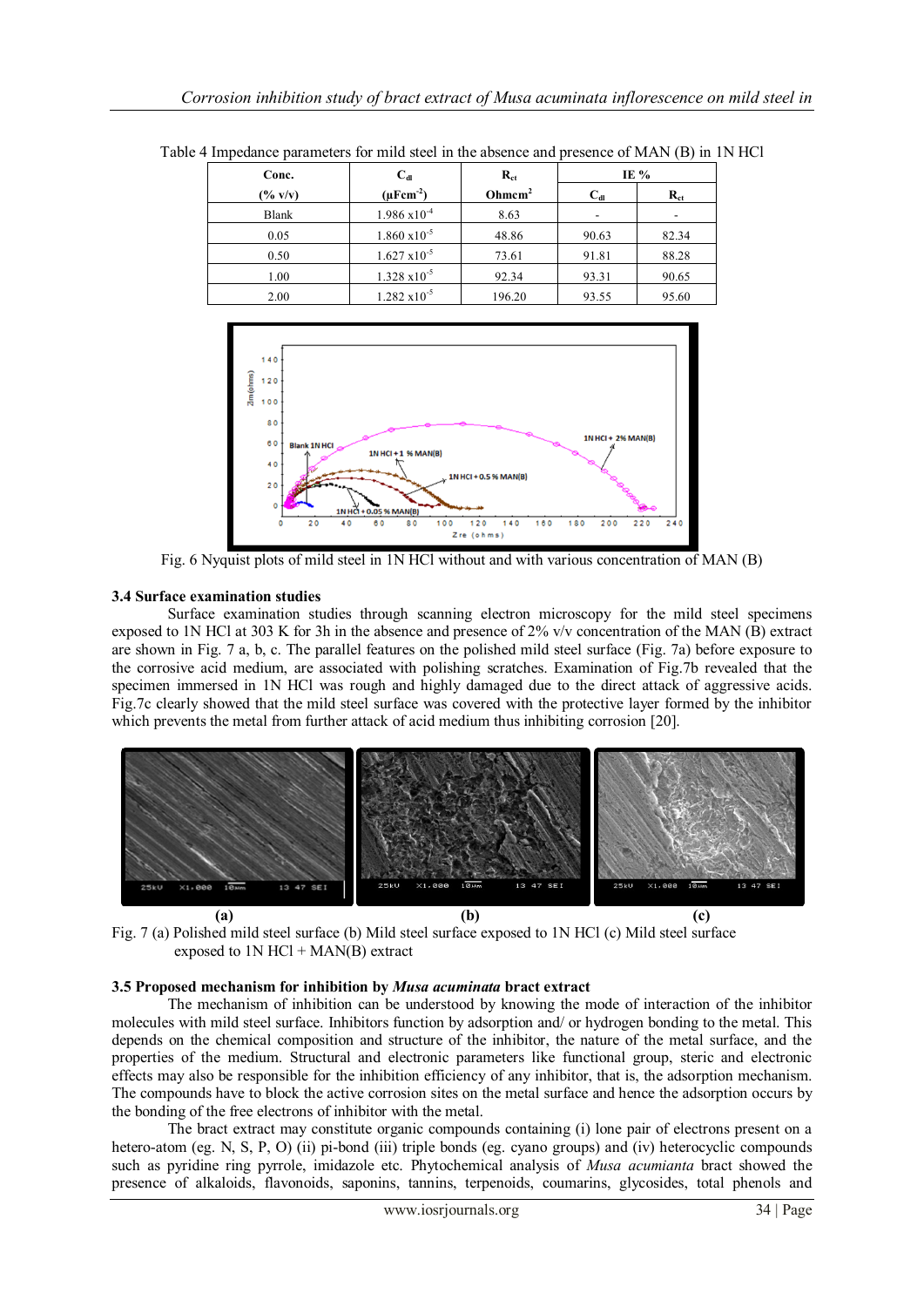Table 4 Impedance parameters for mild steel in the absence and presence of MAN (B) in 1N HCl

| Conc. (% v/v) | $C_{dl}$ ($\mu F cm^{-2}$) | $R_{ct}$ Ohmcm$^2$ | IE % | |
|---|---|---|---|---|
| | | | $C_{dl}$ | $R_{ct}$ |
| Blank | $1.986 \times 10^{-4}$ | 8.63 | - | - |
| 0.05 | $1.860 \times 10^{-5}$ | 48.86 | 90.63 | 82.34 |
| 0.50 | $1.627 \times 10^{-5}$ | 73.61 | 91.81 | 88.28 |
| 1.00 | $1.328 \times 10^{-5}$ | 92.34 | 93.31 | 90.65 |
| 2.00 | $1.282 \times 10^{-5}$ | 196.20 | 93.55 | 95.60 |

Fig. 6 Nyquist plots of mild steel in 1N HCl without and with various concentration of MAN (B)

### 3.4 Surface examination studies

Surface examination studies through scanning electron microscopy for the mild steel specimens exposed to 1N HCl at 303 K for 3h in the absence and presence of 2% v/v concentration of the MAN (B) extract are shown in Fig. 7 a, b, c. The parallel features on the polished mild steel surface (Fig. 7a) before exposure to the corrosive acid medium, are associated with polishing scratches. Examination of Fig.7b revealed that the specimen immersed in 1N HCl was rough and highly damaged due to the direct attack of aggressive acids. Fig.7c clearly showed that the mild steel surface was covered with the protective layer formed by the inhibitor which prevents the metal from further attack of acid medium thus inhibiting corrosion [20].

(a) (b) (c)

Fig. 7 (a) Polished mild steel surface (b) Mild steel surface exposed to 1N HCl (c) Mild steel surface exposed to 1N HCl + MAN(B) extract

### 3.5 Proposed mechanism for inhibition by *Musa acuminata* bract extract

The mechanism of inhibition can be understood by knowing the mode of interaction of the inhibitor molecules with mild steel surface. Inhibitors function by adsorption and/ or hydrogen bonding to the metal. This depends on the chemical composition and structure of the inhibitor, the nature of the metal surface, and the properties of the medium. Structural and electronic parameters like functional group, steric and electronic effects may also be responsible for the inhibition efficiency of any inhibitor, that is, the adsorption mechanism. The compounds have to block the active corrosion sites on the metal surface and hence the adsorption occurs by the bonding of the free electrons of inhibitor with the metal.

The bract extract may constitute organic compounds containing (i) lone pair of electrons present on a hetero-atom (eg. N, S, P, O) (ii) pi-bond (iii) triple bonds (eg. cyano groups) and (iv) heterocyclic compounds such as pyridine ring pyrrole, imidazole etc. Phytochemical analysis of *Musa acumianta* bract showed the presence of alkaloids, flavonoids, saponins, tannins, terpenoids, coumarins, glycosides, total phenols and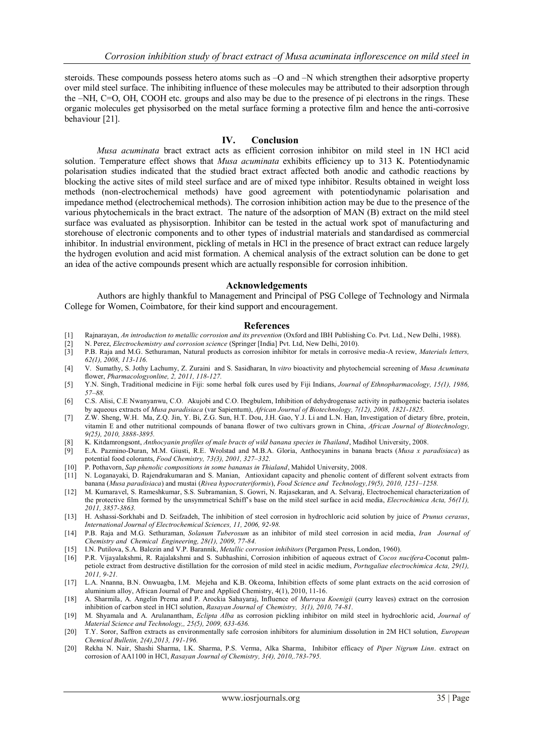steroids. These compounds possess hetero atoms such as –O and –N which strengthen their adsorptive property over mild steel surface. The inhibiting influence of these molecules may be attributed to their adsorption through the –NH, C=O, OH, COOH etc. groups and also may be due to the presence of pi electrons in the rings. These organic molecules get physisorbed on the metal surface forming a protective film and hence the anti-corrosive behaviour [21].

## IV. Conclusion

*Musa acuminata* bract extract acts as efficient corrosion inhibitor on mild steel in 1N HCl acid solution. Temperature effect shows that *Musa acuminata* exhibits efficiency up to 313 K. Potentiodynamic polarisation studies indicated that the studied bract extract affected both anodic and cathodic reactions by blocking the active sites of mild steel surface and are of mixed type inhibitor. Results obtained in weight loss methods (non-electrochemical methods) have good agreement with potentiodynamic polarisation and impedance method (electrochemical methods). The corrosion inhibition action may be due to the presence of the various phytochemicals in the bract extract. The nature of the adsorption of MAN (B) extract on the mild steel surface was evaluated as physisorption. Inhibitor can be tested in the actual work spot of manufacturing and storehouse of electronic components and to other types of industrial materials and standardised as commercial inhibitor. In industrial environment, pickling of metals in HCl in the presence of bract extract can reduce largely the hydrogen evolution and acid mist formation. A chemical analysis of the extract solution can be done to get an idea of the active compounds present which are actually responsible for corrosion inhibition.

## Acknowledgements

Authors are highly thankful to Management and Principal of PSG College of Technology and Nirmala College for Women, Coimbatore, for their kind support and encouragement.

## References

[1] Rajnarayan, *An introduction to metallic corrosion and its prevention* (Oxford and IBH Publishing Co. Pvt. Ltd., New Delhi, 1988).

[2] N. Perez, *Electrochemistry and corrosion science* (Springer [India] Pvt. Ltd, New Delhi, 2010).

[3] P.B. Raja and M.G. Sethuraman, Natural products as corrosion inhibitor for metals in corrosive media-A review, *Materials letters, 62(1), 2008, 113-116.*

[4] V. Sumathy, S. Jothy Lachumy, Z. Zuraini and S. Sasidharan, In *vitro* bioactivity and phytochemcial screening of *Musa Acuminata* flower, *Pharmacologyonline, 2, 2011, 118-127.*

[5] Y.N. Singh, Traditional medicine in Fiji: some herbal folk cures used by Fiji Indians, *Journal of Ethnopharmacology, 15(1), 1986, 57–88.*

[6] C.S. Alisi, C.E Nwanyanwu, C.O. Akujobi and C.O. Ibegbulem, Inhibition of dehydrogenase activity in pathogenic bacteria isolates by aqueous extracts of *Musa paradisiaca* (var Sapientum), *African Journal of Biotechnology, 7(12), 2008, 1821-1825.*

[7] Z.W. Sheng, W.H. Ma, Z.Q. Jin, Y. Bi, Z.G. Sun, H.T. Dou, J.H. Gao, Y.J. Li and L.N. Han, Investigation of dietary fibre, protein, vitamin E and other nutritional compounds of banana flower of two cultivars grown in China, *African Journal of Biotechnology, 9(25), 2010, 3888-3895.*

[8] K. Kitdamrongsont, *Anthocyanin profiles of male bracts of wild banana species in Thailand*, Madihol University, 2008.

[9] E.A. Pazmino-Duran, M.M. Giusti, R.E. Wrolstad and M.B.A. Gloria, Anthocyanins in banana bracts (*Musa x paradisiaca*) as potential food colorants, *Food Chemistry, 73(3), 2001, 327–332.*

[10] P. Pothavorn, *Sap phenolic compositions in some bananas in Thialand*, Mahidol University, 2008.

[11] N. Loganayaki, D. Rajendrakumaran and S. Manian, Antioxidant capacity and phenolic content of different solvent extracts from banana (*Musa paradisiaca*) and mustai (*Rivea hypocrateriformis*), *Food Science and Technology,19(5), 2010, 1251–1258.*

[12] M. Kumaravel, S. Rameshkumar, S.S. Subramanian, S. Gowri, N. Rajasekaran, and A. Selvaraj, Electrochemical characterization of the protective film formed by the unsymmetrical Schiff's base on the mild steel surface in acid media, *Elecrochimica Acta, 56(11), 2011, 3857-3863.*

[13] H. Ashassi-Sorkhabi and D. Seifzadeh, The inhibition of steel corrosion in hydrochloric acid solution by juice of *Prunus cerasus*, *International Journal of Electrochemical Sciences, 11, 2006, 92-98.*

[14] P.B. Raja and M.G. Sethuraman, *Solanum Tuberosum* as an inhibitor of mild steel corrosion in acid media, *Iran Journal of Chemistry and Chemical Engineering, 28(1), 2009, 77-84.*

[15] I.N. Putilova, S.A. Balezin and V.P. Barannik, *Metallic corrosion inhibitors* (Pergamon Press, London, 1960).

[16] P.R. Vijayalakshmi, R. Rajalakshmi and S. Subhashini, Corrosion inhibition of aqueous extract of *Cocos nucifera*-Coconut palm-petiole extract from destructive distillation for the corrosion of mild steel in acidic medium, *Portugaliae electrochimica Acta, 29(1), 2011, 9-21.*

[17] L.A. Nnanna, B.N. Onwuagba, I.M. Mejeha and K.B. Okeoma, Inhibition effects of some plant extracts on the acid corrosion of aluminium alloy, African Journal of Pure and Applied Chemistry, 4(1), 2010, 11-16.

[18] A. Sharmila, A. Angelin Prema and P. Arockia Sahayaraj, Influence of *Murraya Koenigii* (curry leaves) extract on the corrosion inhibition of carbon steel in HCl solution, *Rasayan Journal of Chemistry, 3(1), 2010, 74-81.*

[19] M. Shyamala and A. Arulanantham, *Eclipta Alba* as corrosion pickling inhibitor on mild steel in hydrochloric acid, *Journal of Material Science and Technology,, 25(5), 2009, 633-636.*

[20] T.Y. Soror, Saffron extracts as environmentally safe corrosion inhibitors for aluminium dissolution in 2M HCl solution, *European Chemical Bulletin, 2(4),2013, 191-196.*

[20] Rekha N. Nair, Shashi Sharma, I.K. Sharma, P.S. Verma, Alka Sharma, Inhibitor efficacy of *Piper Nigrum Linn*. extract on corrosion of AA1100 in HCl, *Rasayan Journal of Chemistry, 3(4), 2010,.783-795.*